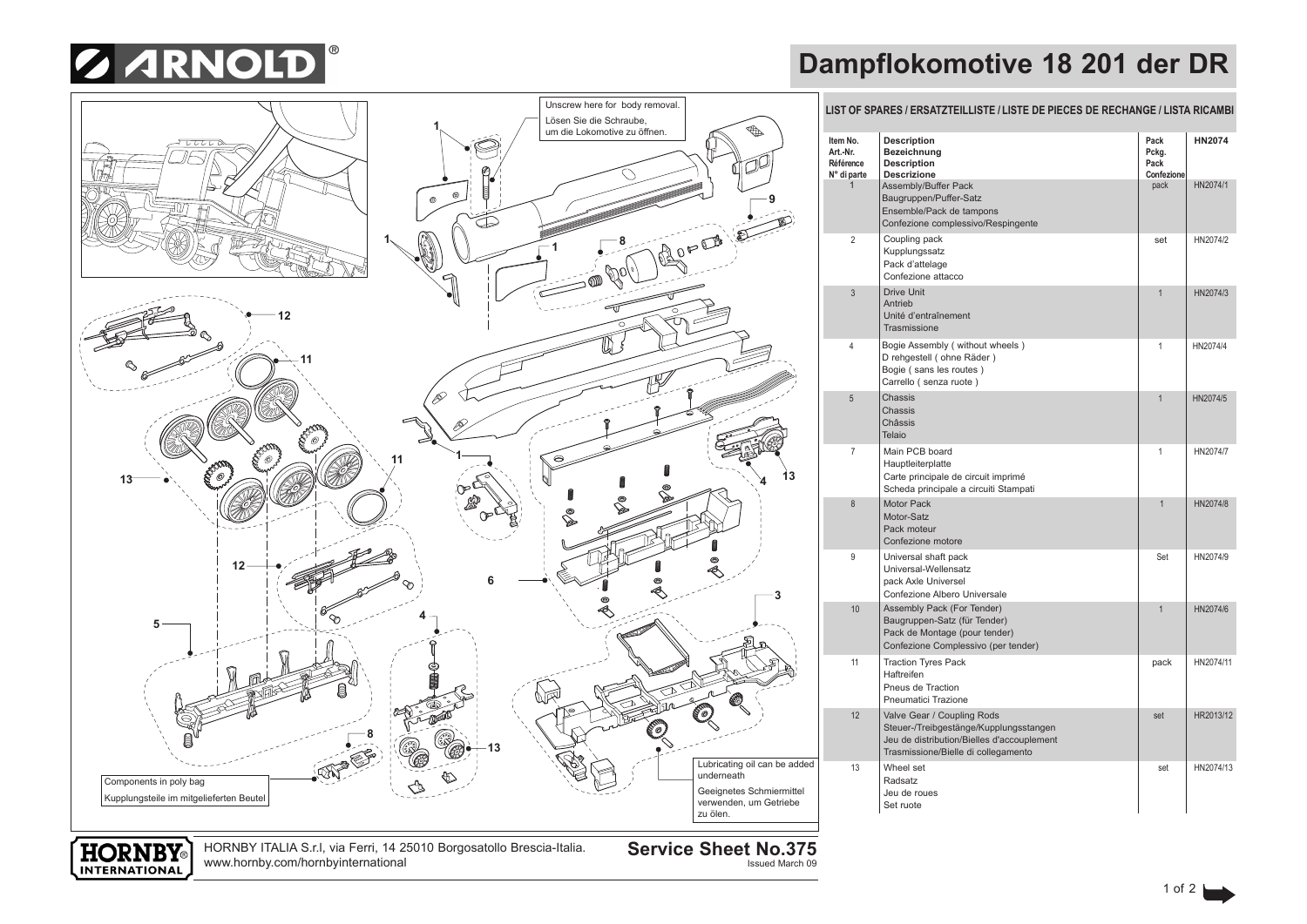# Dampflokomotive 18 201 der DR

Unscrew here for body removal.
Lösen Sie die Schraube, um die Lokomotive zu öffnen.

Components in poly bag
Kupplungsteile im mitgelieferten Beutel

Lubricating oil can be added underneath
Geeignetes Schmiermittel verwenden, um Getriebe zu ölen.

## LIST OF SPARES / ERSATZTEILLISTE / LISTE DE PIECES DE RECHANGE / LISTA RICAMBI

| Item No. / Art.-Nr. / Référence / N° di parte | Description / Bezeichnung / Description / Descrizione | Pack / Pckg. / Pack / Confezione | HN2074 |
|---|---|---|---|
| 1 | Assembly/Buffer Pack<br>Baugruppen/Puffer-Satz<br>Ensemble/Pack de tampons<br>Confezione complessivo/Respingente | pack | HN2074/1 |
| 2 | Coupling pack<br>Kupplungssatz<br>Pack d'attelage<br>Confezione attacco | set | HN2074/2 |
| 3 | Drive Unit<br>Antrieb<br>Unité d'entraînement<br>Trasmissione | 1 | HN2074/3 |
| 4 | Bogie Assembly ( without wheels )<br>D rehgestell ( ohne Räder )<br>Bogie ( sans les routes )<br>Carrello ( senza ruote ) | 1 | HN2074/4 |
| 5 | Chassis<br>Chassis<br>Châssis<br>Telaio | 1 | HN2074/5 |
| 7 | Main PCB board<br>Hauptleiterplatte<br>Carte principale de circuit imprimé<br>Scheda principale a circuiti Stampati | 1 | HN2074/7 |
| 8 | Motor Pack<br>Motor-Satz<br>Pack moteur<br>Confezione motore | 1 | HN2074/8 |
| 9 | Universal shaft pack<br>Universal-Wellensatz<br>pack Axle Universel<br>Confezione Albero Universale | Set | HN2074/9 |
| 10 | Assembly Pack (For Tender)<br>Baugruppen-Satz (für Tender)<br>Pack de Montage (pour tender)<br>Confezione Complessivo (per tender) | 1 | HN2074/6 |
| 11 | Traction Tyres Pack<br>Haftreifen<br>Pneus de Traction<br>Pneumatici Trazione | pack | HN2074/11 |
| 12 | Valve Gear / Coupling Rods<br>Steuer-/Treibgestänge/Kupplungsstangen<br>Jeu de distribution/Bielles d'accouplement<br>Trasmissione/Bielle di collegamento | set | HR2013/12 |
| 13 | Wheel set<br>Radsatz<br>Jeu de roues<br>Set ruote | set | HN2074/13 |

HORNBY ITALIA S.r.l, via Ferri, 14 25010 Borgosatollo Brescia-Italia.
www.hornby.com/hornbyinternational

**Service Sheet No.375**
Issued March 09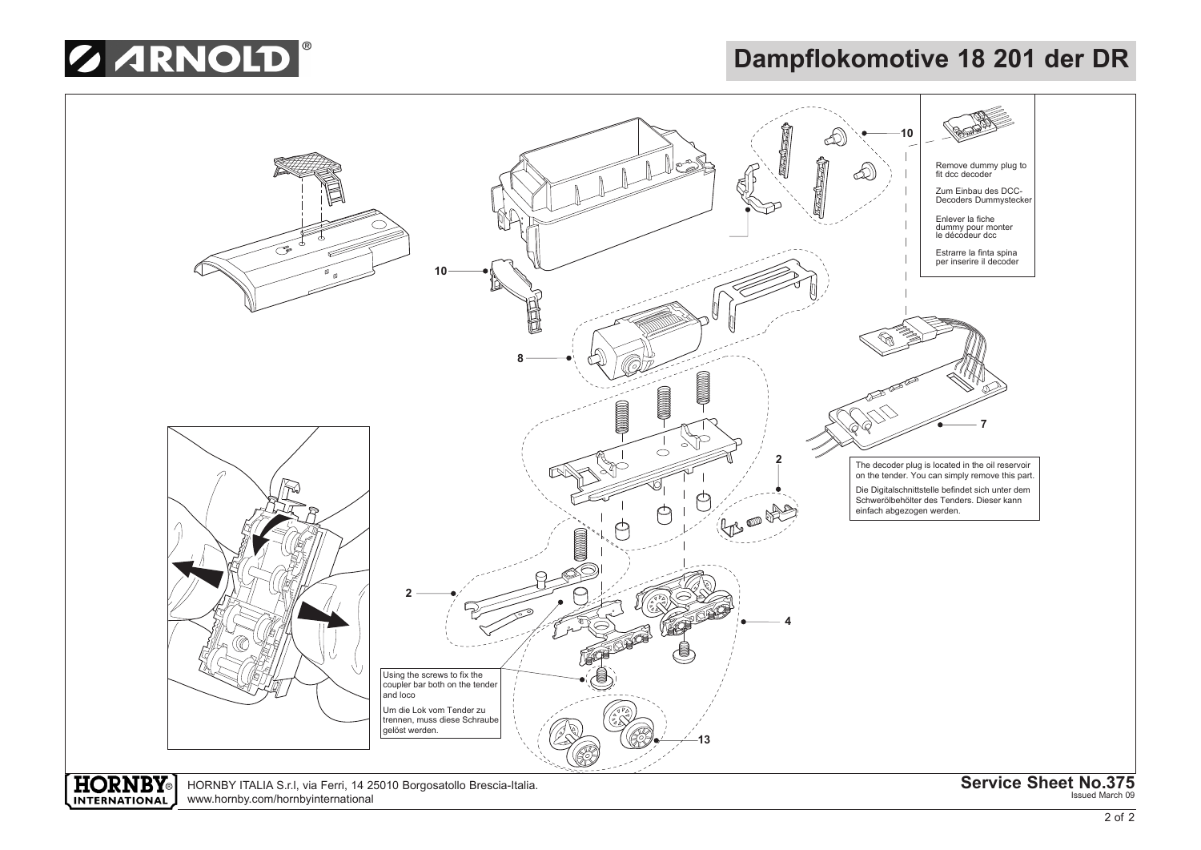# Dampflokomotive 18 201 der DR

10

Remove dummy plug to fit dcc decoder

Zum Einbau des DCC-Decoders Dummystecker

Enlever la fiche dummy pour monter le décodeur dcc

Estrarre la finta spina per inserire il decoder

10

8

7

2

The decoder plug is located in the oil reservoir on the tender. You can simply remove this part.

Die Digitalschnittstelle befindet sich unter dem Schwerölbehölter des Tenders. Dieser kann einfach abgezogen werden.

2

4

Using the screws to fix the coupler bar both on the tender and loco

Um die Lok vom Tender zu trennen, muss diese Schraube gelöst werden.

13

HORNBY ITALIA S.r.l, via Ferri, 14 25010 Borgosatollo Brescia-Italia.
www.hornby.com/hornbyinternational

**Service Sheet No.375**
Issued March 09